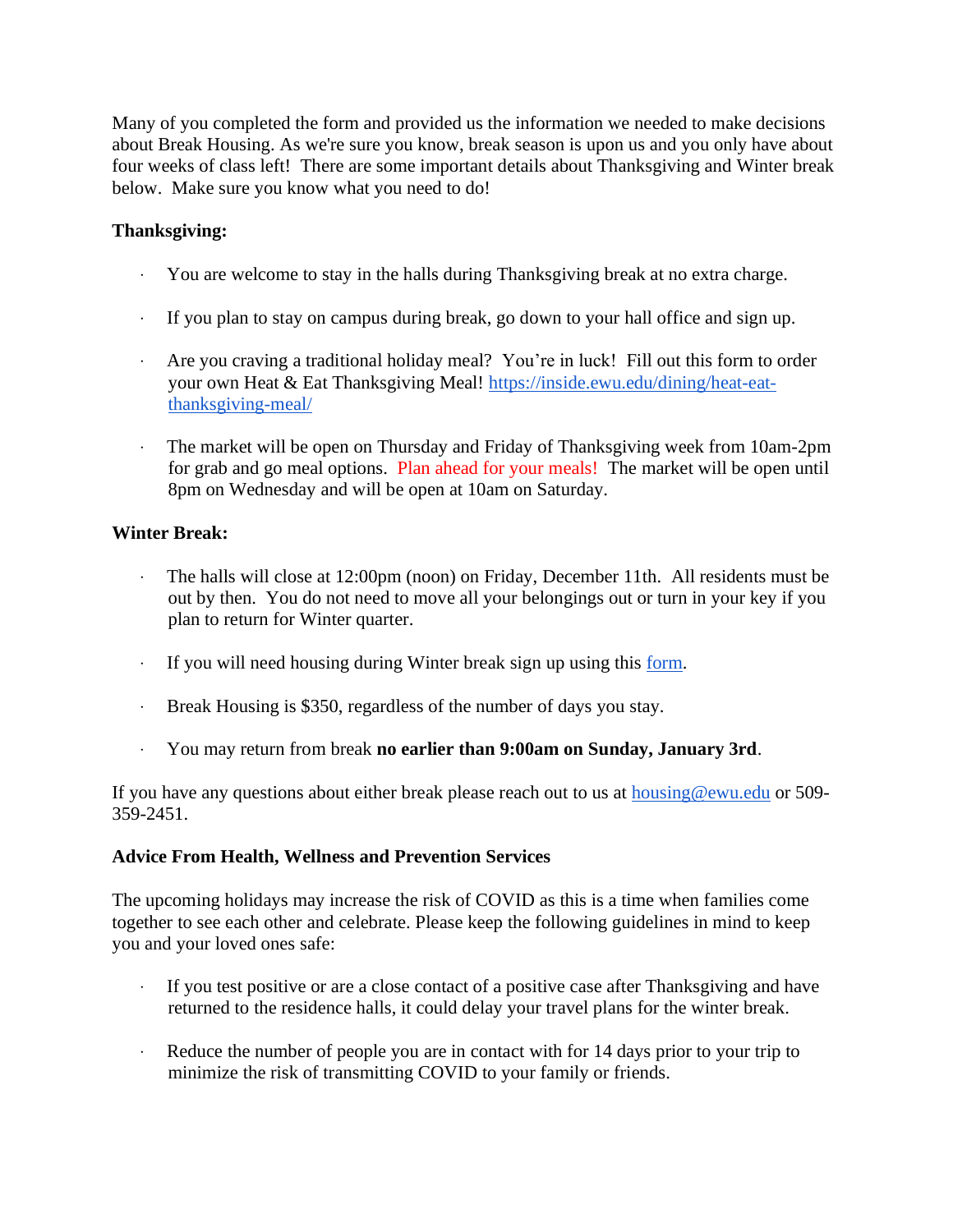Many of you completed the form and provided us the information we needed to make decisions about Break Housing. As we're sure you know, break season is upon us and you only have about four weeks of class left! There are some important details about Thanksgiving and Winter break below. Make sure you know what you need to do!

**Thanksgiving:**

- You are welcome to stay in the halls during Thanksgiving break at no extra charge.
- If you plan to stay on campus during break, go down to your hall office and sign up.
- Are you craving a traditional holiday meal? You're in luck! Fill out this form to order your own Heat & Eat Thanksgiving Meal! [https://inside.ewu.edu/dining/heat-eat-thanksgiving-meal/](https://inside.ewu.edu/dining/heat-eat-thanksgiving-meal/)
- The market will be open on Thursday and Friday of Thanksgiving week from 10am-2pm for grab and go meal options. Plan ahead for your meals! The market will be open until 8pm on Wednesday and will be open at 10am on Saturday.

**Winter Break:**

- The halls will close at 12:00pm (noon) on Friday, December 11th. All residents must be out by then. You do not need to move all your belongings out or turn in your key if you plan to return for Winter quarter.
- If you will need housing during Winter break sign up using this form.
- Break Housing is $350, regardless of the number of days you stay.
- You may return from break **no earlier than 9:00am on Sunday, January 3rd**.

If you have any questions about either break please reach out to us at housing@ewu.edu or 509-359-2451.

**Advice From Health, Wellness and Prevention Services**

The upcoming holidays may increase the risk of COVID as this is a time when families come together to see each other and celebrate. Please keep the following guidelines in mind to keep you and your loved ones safe:

- If you test positive or are a close contact of a positive case after Thanksgiving and have returned to the residence halls, it could delay your travel plans for the winter break.
- Reduce the number of people you are in contact with for 14 days prior to your trip to minimize the risk of transmitting COVID to your family or friends.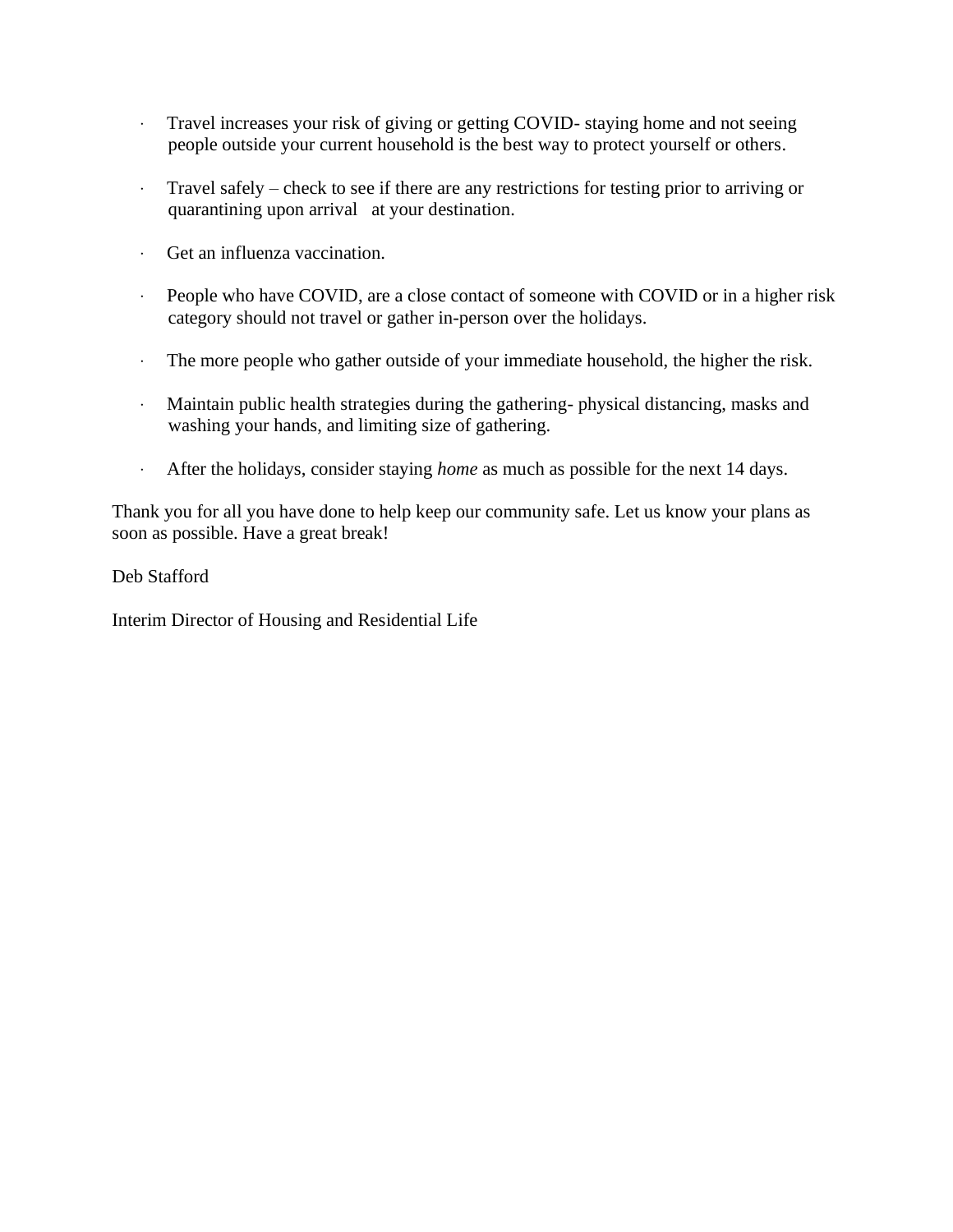- Travel increases your risk of giving or getting COVID- staying home and not seeing people outside your current household is the best way to protect yourself or others.

- Travel safely – check to see if there are any restrictions for testing prior to arriving or quarantining upon arrival at your destination.

- Get an influenza vaccination.

- People who have COVID, are a close contact of someone with COVID or in a higher risk category should not travel or gather in-person over the holidays.

- The more people who gather outside of your immediate household, the higher the risk.

- Maintain public health strategies during the gathering- physical distancing, masks and washing your hands, and limiting size of gathering.

- After the holidays, consider staying *home* as much as possible for the next 14 days.

Thank you for all you have done to help keep our community safe. Let us know your plans as soon as possible. Have a great break!

Deb Stafford

Interim Director of Housing and Residential Life